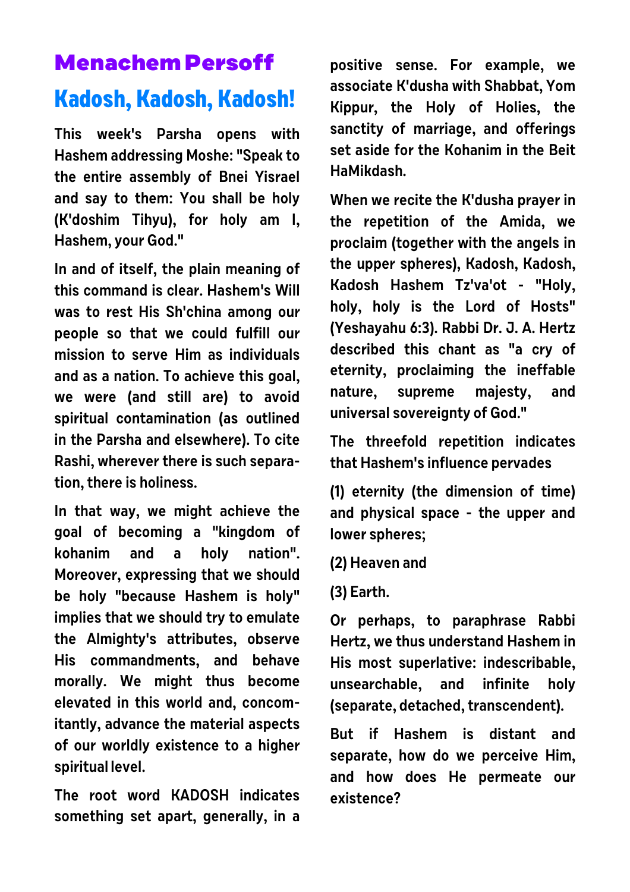# Menachem Persoff

## Kadosh, Kadosh, Kadosh!

This week's Parsha opens with Hashem addressing Moshe: "Speak to the entire assembly of Bnei Yisrael and say to them: You shall be holy (K'doshim Tihyu), for holy am I, Hashem, your God."

In and of itself, the plain meaning of this command is clear. Hashem's Will was to rest His Sh'china among our people so that we could fulfill our mission to serve Him as individuals and as a nation. To achieve this goal, we were (and still are) to avoid spiritual contamination (as outlined in the Parsha and elsewhere). To cite Rashi, wherever there is such separation, there is holiness.

In that way, we might achieve the goal of becoming a "kingdom of kohanim and a holy nation". Moreover, expressing that we should be holy "because Hashem is holy" implies that we should try to emulate the Almighty's attributes, observe His commandments, and behave morally. We might thus become elevated in this world and, concomitantly, advance the material aspects of our worldly existence to a higher spiritual level.

The root word KADOSH indicates something set apart, generally, in a positive sense. For example, we associate K'dusha with Shabbat, Yom Kippur, the Holy of Holies, the sanctity of marriage, and offerings set aside for the Kohanim in the Beit HaMikdash.

When we recite the K'dusha prayer in the repetition of the Amida, we proclaim (together with the angels in the upper spheres), Kadosh, Kadosh, Kadosh Hashem Tz'va'ot - "Holy, holy, holy is the Lord of Hosts" (Yeshayahu 6:3). Rabbi Dr. J. A. Hertz described this chant as "a cry of eternity, proclaiming the ineffable nature, supreme majesty, and universal sovereignty of God."

The threefold repetition indicates that Hashem's influence pervades

(1) eternity (the dimension of time) and physical space - the upper and lower spheres;

(2) Heaven and

(3) Earth.

Or perhaps, to paraphrase Rabbi Hertz, we thus understand Hashem in His most superlative: indescribable, unsearchable, and infinite holy (separate, detached, transcendent).

But if Hashem is distant and separate, how do we perceive Him, and how does He permeate our existence?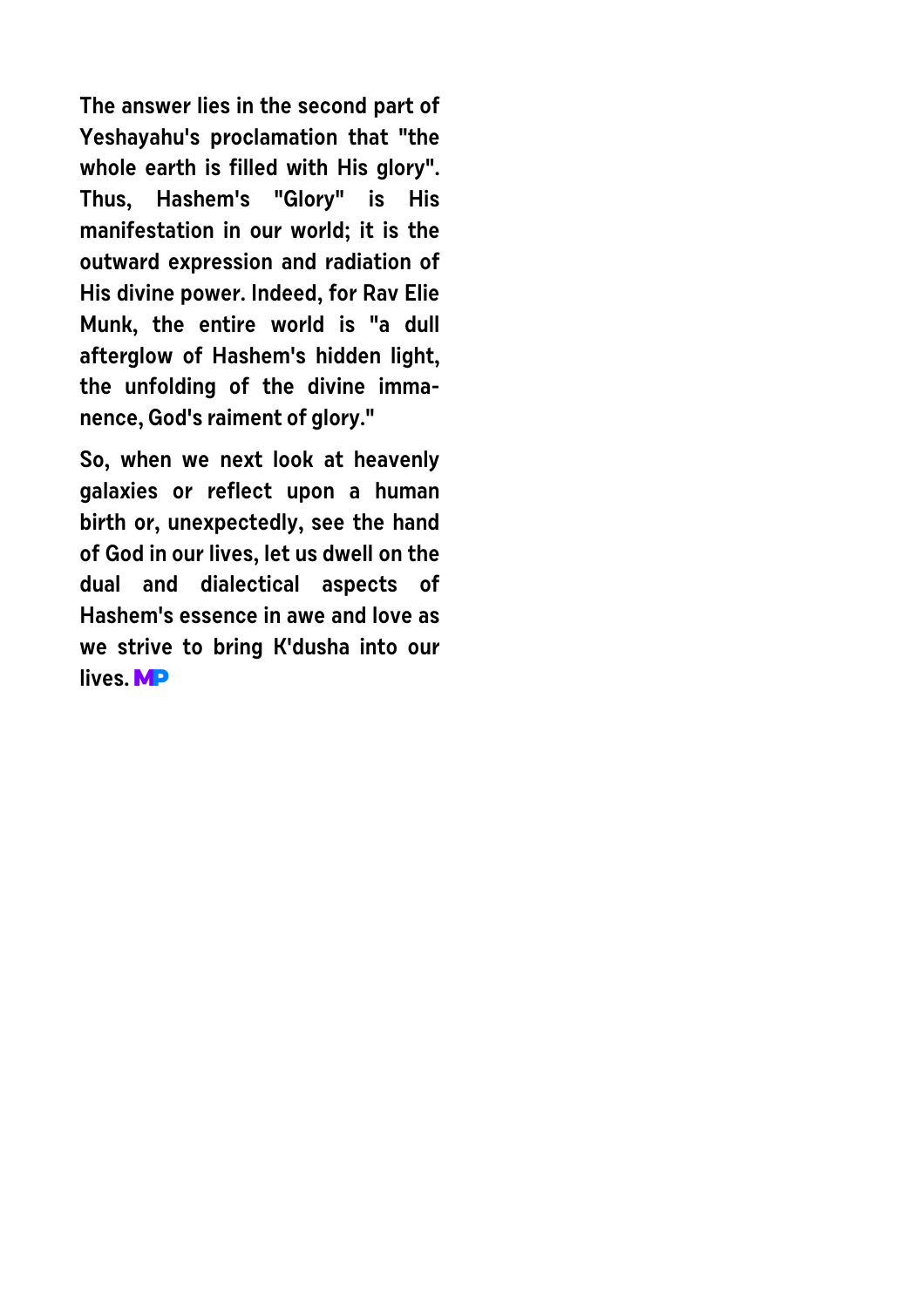The answer lies in the second part of Yeshayahu's proclamation that "the whole earth is filled with His glory". Thus, Hashem's "Glory" is His manifestation in our world; it is the outward expression and radiation of His divine power. Indeed, for Rav Elie Munk, the entire world is "a dull afterglow of Hashem's hidden light, the unfolding of the divine immanence, God's raiment of glory."

So, when we next look at heavenly galaxies or reflect upon a human birth or, unexpectedly, see the hand of God in our lives, let us dwell on the dual and dialectical aspects of Hashem's essence in awe and love as we strive to bring K'dusha into our lives. MP